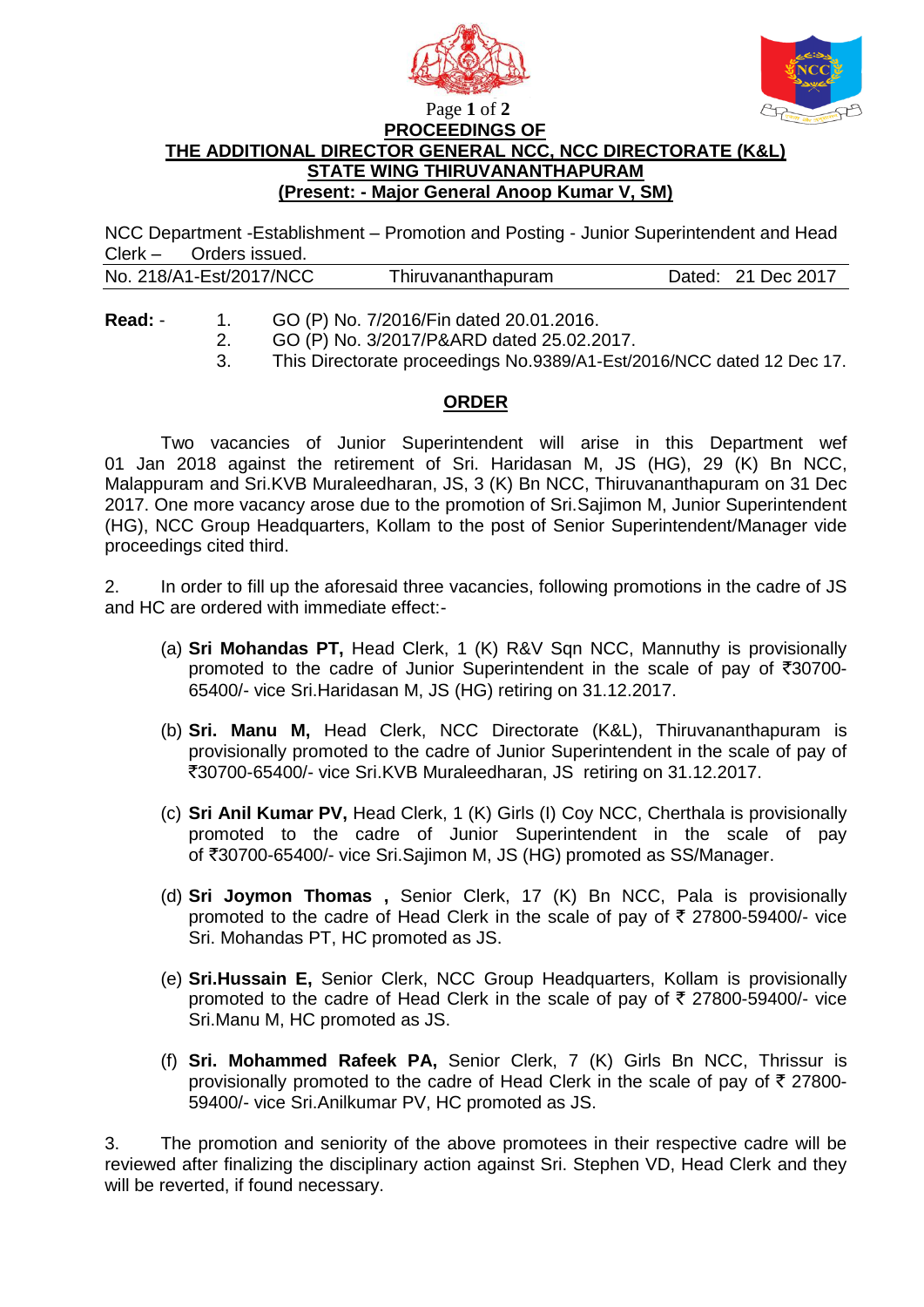**PROCEEDINGS OF**

**THE ADDITIONAL DIRECTOR GENERAL NCC, NCC DIRECTORATE (K&L)**

**STATE WING THIRUVANANTHAPURAM**

**(Present: - Major General Anoop Kumar V, SM)**

NCC Department -Establishment – Promotion and Posting - Junior Superintendent and Head Clerk – Orders issued.

| No. 218/A1-Est/2017/NCC | Thiruvananthapuram | Dated: 21 Dec 2017 |
|---|---|---|

**Read:** -

1. GO (P) No. 7/2016/Fin dated 20.01.2016.
2. GO (P) No. 3/2017/P&ARD dated 25.02.2017.
3. This Directorate proceedings No.9389/A1-Est/2016/NCC dated 12 Dec 17.

## ORDER

Two vacancies of Junior Superintendent will arise in this Department wef 01 Jan 2018 against the retirement of Sri. Haridasan M, JS (HG), 29 (K) Bn NCC, Malappuram and Sri.KVB Muraleedharan, JS, 3 (K) Bn NCC, Thiruvananthapuram on 31 Dec 2017. One more vacancy arose due to the promotion of Sri.Sajimon M, Junior Superintendent (HG), NCC Group Headquarters, Kollam to the post of Senior Superintendent/Manager vide proceedings cited third.

2. In order to fill up the aforesaid three vacancies, following promotions in the cadre of JS and HC are ordered with immediate effect:-

(a) **Sri Mohandas PT,** Head Clerk, 1 (K) R&V Sqn NCC, Mannuthy is provisionally promoted to the cadre of Junior Superintendent in the scale of pay of ₹30700-65400/- vice Sri.Haridasan M, JS (HG) retiring on 31.12.2017.

(b) **Sri. Manu M,** Head Clerk, NCC Directorate (K&L), Thiruvananthapuram is provisionally promoted to the cadre of Junior Superintendent in the scale of pay of ₹30700-65400/- vice Sri.KVB Muraleedharan, JS retiring on 31.12.2017.

(c) **Sri Anil Kumar PV,** Head Clerk, 1 (K) Girls (I) Coy NCC, Cherthala is provisionally promoted to the cadre of Junior Superintendent in the scale of pay of ₹30700-65400/- vice Sri.Sajimon M, JS (HG) promoted as SS/Manager.

(d) **Sri Joymon Thomas ,** Senior Clerk, 17 (K) Bn NCC, Pala is provisionally promoted to the cadre of Head Clerk in the scale of pay of ₹ 27800-59400/- vice Sri. Mohandas PT, HC promoted as JS.

(e) **Sri.Hussain E,** Senior Clerk, NCC Group Headquarters, Kollam is provisionally promoted to the cadre of Head Clerk in the scale of pay of ₹ 27800-59400/- vice Sri.Manu M, HC promoted as JS.

(f) **Sri. Mohammed Rafeek PA,** Senior Clerk, 7 (K) Girls Bn NCC, Thrissur is provisionally promoted to the cadre of Head Clerk in the scale of pay of ₹ 27800-59400/- vice Sri.Anilkumar PV, HC promoted as JS.

3. The promotion and seniority of the above promotees in their respective cadre will be reviewed after finalizing the disciplinary action against Sri. Stephen VD, Head Clerk and they will be reverted, if found necessary.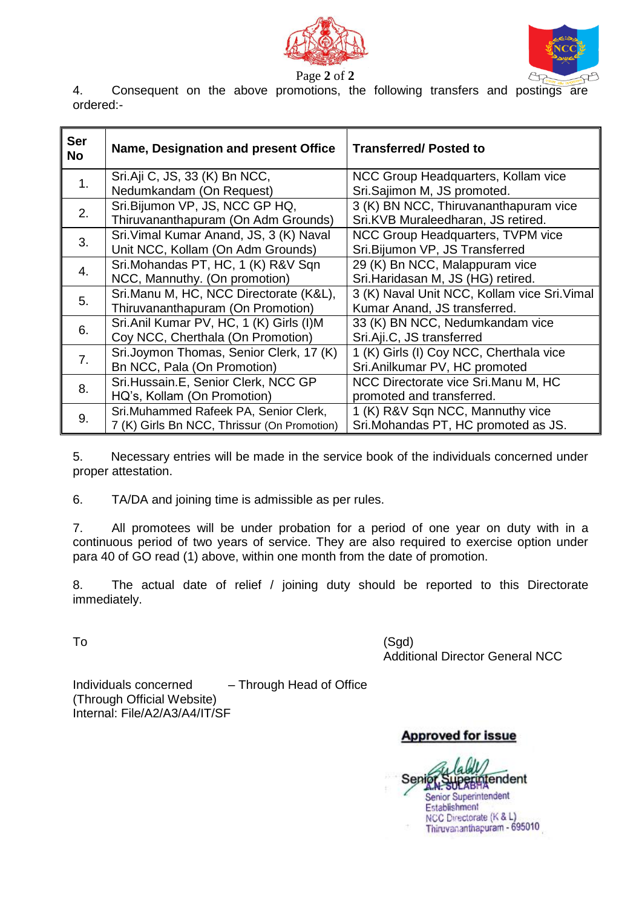4. Consequent on the above promotions, the following transfers and postings are ordered:-

| Ser No | Name, Designation and present Office | Transferred/ Posted to |
|---|---|---|
| 1. | Sri.Aji C, JS, 33 (K) Bn NCC, Nedumkandam (On Request) | NCC Group Headquarters, Kollam vice Sri.Sajimon M, JS promoted. |
| 2. | Sri.Bijumon VP, JS, NCC GP HQ, Thiruvananthapuram (On Adm Grounds) | 3 (K) BN NCC, Thiruvananthapuram vice Sri.KVB Muraleedharan, JS retired. |
| 3. | Sri.Vimal Kumar Anand, JS, 3 (K) Naval Unit NCC, Kollam (On Adm Grounds) | NCC Group Headquarters, TVPM vice Sri.Bijumon VP, JS Transferred |
| 4. | Sri.Mohandas PT, HC, 1 (K) R&V Sqn NCC, Mannuthy. (On promotion) | 29 (K) Bn NCC, Malappuram vice Sri.Haridasan M, JS (HG) retired. |
| 5. | Sri.Manu M, HC, NCC Directorate (K&L), Thiruvananthapuram (On Promotion) | 3 (K) Naval Unit NCC, Kollam vice Sri.Vimal Kumar Anand, JS transferred. |
| 6. | Sri.Anil Kumar PV, HC, 1 (K) Girls (I)M Coy NCC, Cherthala (On Promotion) | 33 (K) BN NCC, Nedumkandam vice Sri.Aji.C, JS transferred |
| 7. | Sri.Joymon Thomas, Senior Clerk, 17 (K) Bn NCC, Pala (On Promotion) | 1 (K) Girls (I) Coy NCC, Cherthala vice Sri.Anilkumar PV, HC promoted |
| 8. | Sri.Hussain.E, Senior Clerk, NCC GP HQ's, Kollam (On Promotion) | NCC Directorate vice Sri.Manu M, HC promoted and transferred. |
| 9. | Sri.Muhammed Rafeek PA, Senior Clerk, 7 (K) Girls Bn NCC, Thrissur (On Promotion) | 1 (K) R&V Sqn NCC, Mannuthy vice Sri.Mohandas PT, HC promoted as JS. |

5. Necessary entries will be made in the service book of the individuals concerned under proper attestation.

6. TA/DA and joining time is admissible as per rules.

7. All promotees will be under probation for a period of one year on duty with in a continuous period of two years of service. They are also required to exercise option under para 40 of GO read (1) above, within one month from the date of promotion.

8. The actual date of relief / joining duty should be reported to this Directorate immediately.

To

(Sgd)
Additional Director General NCC

Individuals concerned – Through Head of Office
(Through Official Website)
Internal: File/A2/A3/A4/IT/SF

**Approved for issue**

Senior Superintendent

A.N. SULABHA
Senior Superintendent
Establishment
NCC Directorate (K & L)
Thiruvananthapuram - 695010